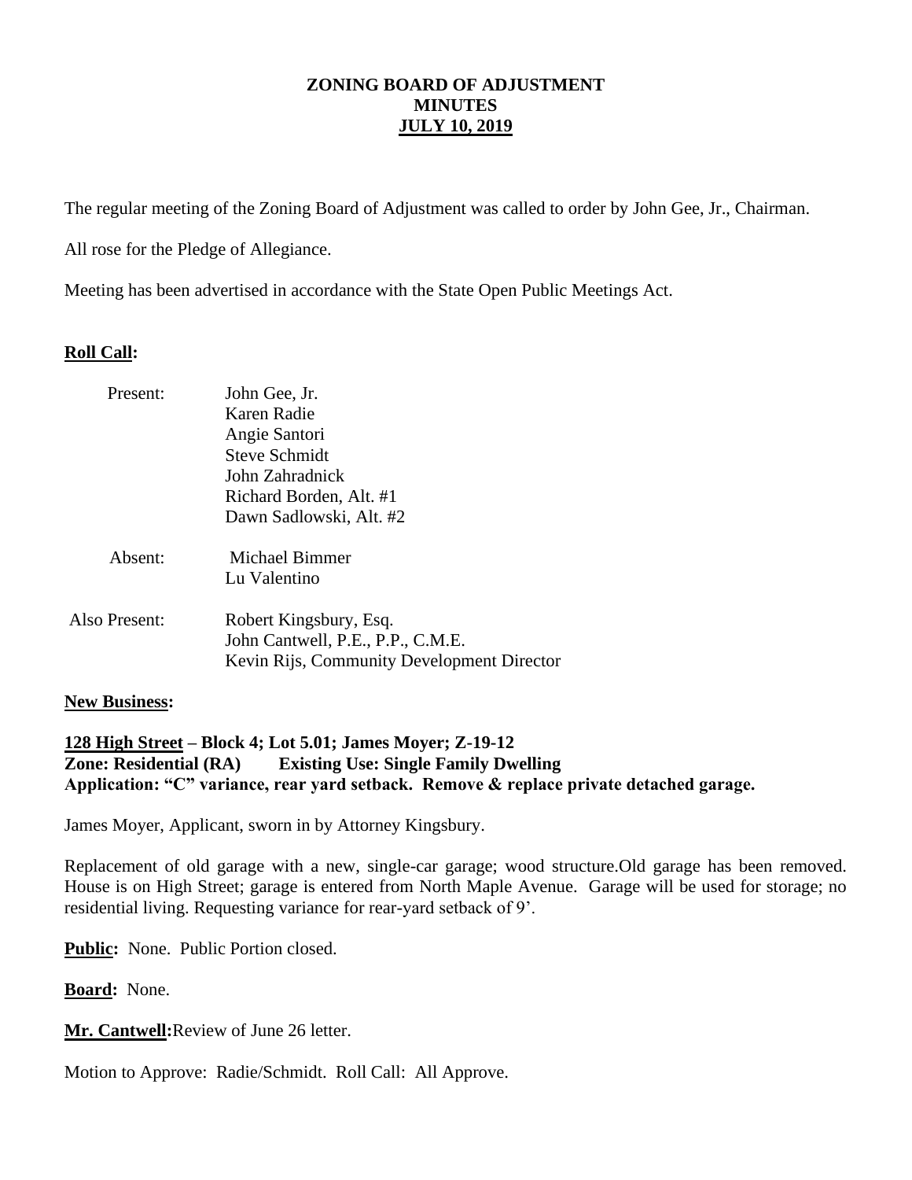# ZONING BOARD OF ADJUSTMENT MINUTES JULY 10, 2019

The regular meeting of the Zoning Board of Adjustment was called to order by John Gee, Jr., Chairman.

All rose for the Pledge of Allegiance.

Meeting has been advertised in accordance with the State Open Public Meetings Act.

**Roll Call:**

| | |
|---|---|
| Present: | John Gee, Jr.<br>Karen Radie<br>Angie Santori<br>Steve Schmidt<br>John Zahradnick<br>Richard Borden, Alt. #1<br>Dawn Sadlowski, Alt. #2 |
| Absent: | Michael Bimmer<br>Lu Valentino |
| Also Present: | Robert Kingsbury, Esq.<br>John Cantwell, P.E., P.P., C.M.E.<br>Kevin Rijs, Community Development Director |

**New Business:**

**128 High Street – Block 4; Lot 5.01; James Moyer; Z-19-12**
**Zone: Residential (RA) Existing Use: Single Family Dwelling**
**Application: "C" variance, rear yard setback. Remove & replace private detached garage.**

James Moyer, Applicant, sworn in by Attorney Kingsbury.

Replacement of old garage with a new, single-car garage; wood structure.Old garage has been removed. House is on High Street; garage is entered from North Maple Avenue. Garage will be used for storage; no residential living. Requesting variance for rear-yard setback of 9'.

**Public:** None. Public Portion closed.

**Board:** None.

**Mr. Cantwell:**Review of June 26 letter.

Motion to Approve: Radie/Schmidt. Roll Call: All Approve.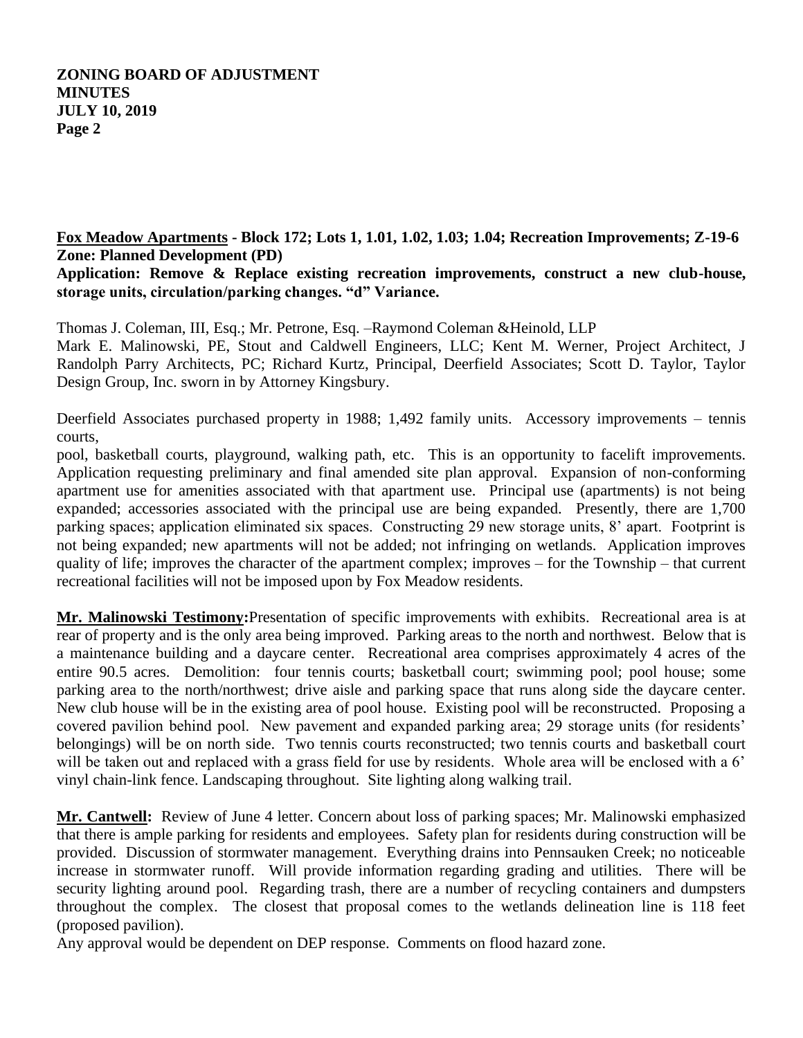**Fox Meadow Apartments - Block 172; Lots 1, 1.01, 1.02, 1.03; 1.04; Recreation Improvements; Z-19-6 Zone: Planned Development (PD)**

**Application: Remove & Replace existing recreation improvements, construct a new club-house, storage units, circulation/parking changes. "d" Variance.**

Thomas J. Coleman, III, Esq.; Mr. Petrone, Esq. –Raymond Coleman &Heinold, LLP
Mark E. Malinowski, PE, Stout and Caldwell Engineers, LLC; Kent M. Werner, Project Architect, J Randolph Parry Architects, PC; Richard Kurtz, Principal, Deerfield Associates; Scott D. Taylor, Taylor Design Group, Inc. sworn in by Attorney Kingsbury.

Deerfield Associates purchased property in 1988; 1,492 family units. Accessory improvements – tennis courts,
pool, basketball courts, playground, walking path, etc. This is an opportunity to facelift improvements. Application requesting preliminary and final amended site plan approval. Expansion of non-conforming apartment use for amenities associated with that apartment use. Principal use (apartments) is not being expanded; accessories associated with the principal use are being expanded. Presently, there are 1,700 parking spaces; application eliminated six spaces. Constructing 29 new storage units, 8' apart. Footprint is not being expanded; new apartments will not be added; not infringing on wetlands. Application improves quality of life; improves the character of the apartment complex; improves – for the Township – that current recreational facilities will not be imposed upon by Fox Meadow residents.

**Mr. Malinowski Testimony:** Presentation of specific improvements with exhibits. Recreational area is at rear of property and is the only area being improved. Parking areas to the north and northwest. Below that is a maintenance building and a daycare center. Recreational area comprises approximately 4 acres of the entire 90.5 acres. Demolition: four tennis courts; basketball court; swimming pool; pool house; some parking area to the north/northwest; drive aisle and parking space that runs along side the daycare center. New club house will be in the existing area of pool house. Existing pool will be reconstructed. Proposing a covered pavilion behind pool. New pavement and expanded parking area; 29 storage units (for residents' belongings) will be on north side. Two tennis courts reconstructed; two tennis courts and basketball court will be taken out and replaced with a grass field for use by residents. Whole area will be enclosed with a 6' vinyl chain-link fence. Landscaping throughout. Site lighting along walking trail.

**Mr. Cantwell:** Review of June 4 letter. Concern about loss of parking spaces; Mr. Malinowski emphasized that there is ample parking for residents and employees. Safety plan for residents during construction will be provided. Discussion of stormwater management. Everything drains into Pennsauken Creek; no noticeable increase in stormwater runoff. Will provide information regarding grading and utilities. There will be security lighting around pool. Regarding trash, there are a number of recycling containers and dumpsters throughout the complex. The closest that proposal comes to the wetlands delineation line is 118 feet (proposed pavilion).
Any approval would be dependent on DEP response. Comments on flood hazard zone.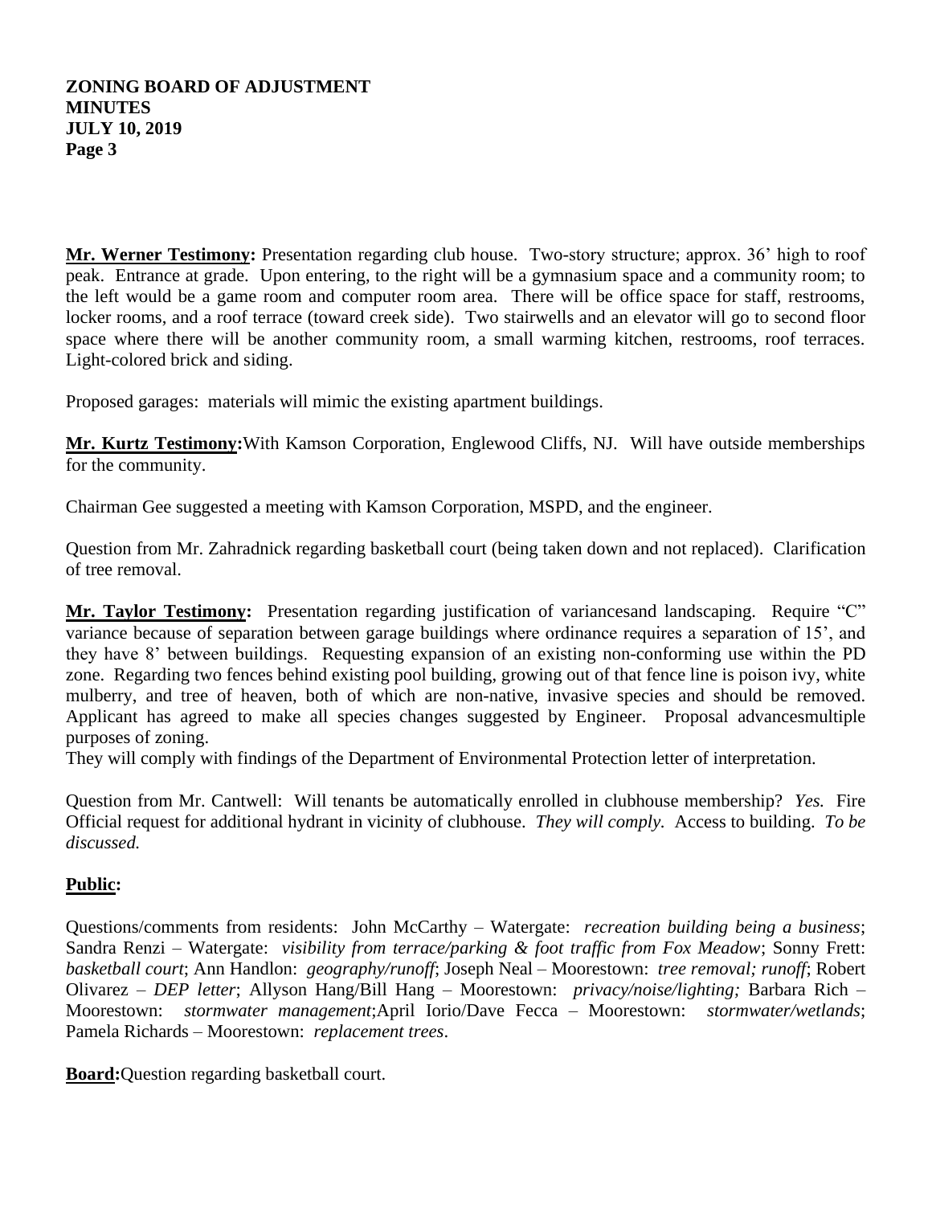**Mr. Werner Testimony:** Presentation regarding club house. Two-story structure; approx. 36' high to roof peak. Entrance at grade. Upon entering, to the right will be a gymnasium space and a community room; to the left would be a game room and computer room area. There will be office space for staff, restrooms, locker rooms, and a roof terrace (toward creek side). Two stairwells and an elevator will go to second floor space where there will be another community room, a small warming kitchen, restrooms, roof terraces. Light-colored brick and siding.

Proposed garages: materials will mimic the existing apartment buildings.

**Mr. Kurtz Testimony:**With Kamson Corporation, Englewood Cliffs, NJ. Will have outside memberships for the community.

Chairman Gee suggested a meeting with Kamson Corporation, MSPD, and the engineer.

Question from Mr. Zahradnick regarding basketball court (being taken down and not replaced). Clarification of tree removal.

**Mr. Taylor Testimony:** Presentation regarding justification of variancesand landscaping. Require "C" variance because of separation between garage buildings where ordinance requires a separation of 15', and they have 8' between buildings. Requesting expansion of an existing non-conforming use within the PD zone. Regarding two fences behind existing pool building, growing out of that fence line is poison ivy, white mulberry, and tree of heaven, both of which are non-native, invasive species and should be removed. Applicant has agreed to make all species changes suggested by Engineer. Proposal advancesmultiple purposes of zoning.
They will comply with findings of the Department of Environmental Protection letter of interpretation.

Question from Mr. Cantwell: Will tenants be automatically enrolled in clubhouse membership? *Yes.* Fire Official request for additional hydrant in vicinity of clubhouse. *They will comply.* Access to building. *To be discussed.*

**Public:**

Questions/comments from residents: John McCarthy – Watergate: *recreation building being a business*; Sandra Renzi – Watergate: *visibility from terrace/parking & foot traffic from Fox Meadow*; Sonny Frett: *basketball court*; Ann Handlon: *geography/runoff*; Joseph Neal – Moorestown: *tree removal; runoff*; Robert Olivarez – *DEP letter*; Allyson Hang/Bill Hang – Moorestown: *privacy/noise/lighting;* Barbara Rich – Moorestown: *stormwater management*;April Iorio/Dave Fecca – Moorestown: *stormwater/wetlands*; Pamela Richards – Moorestown: *replacement trees*.

**Board:**Question regarding basketball court.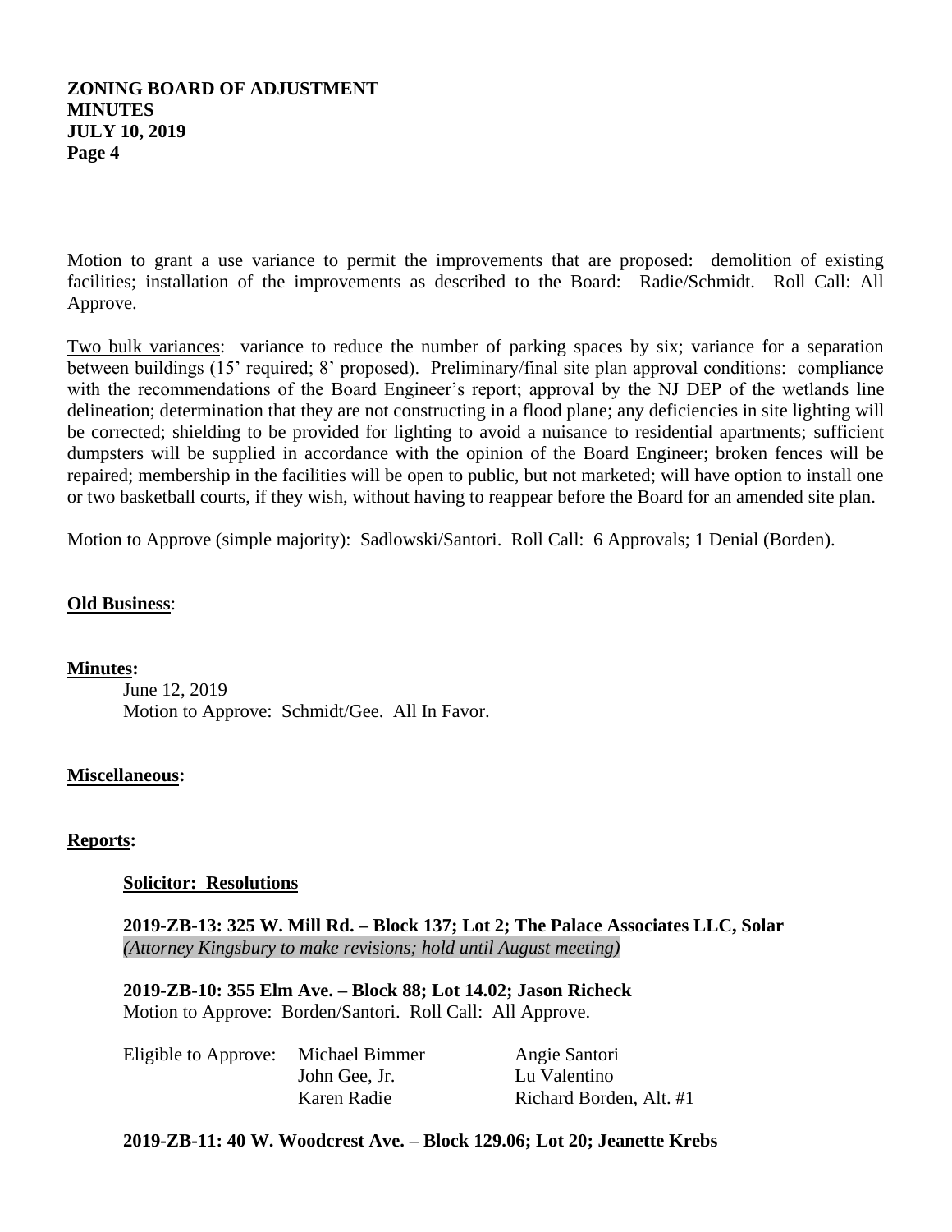Motion to grant a use variance to permit the improvements that are proposed: demolition of existing facilities; installation of the improvements as described to the Board: Radie/Schmidt. Roll Call: All Approve.

Two bulk variances: variance to reduce the number of parking spaces by six; variance for a separation between buildings (15' required; 8' proposed). Preliminary/final site plan approval conditions: compliance with the recommendations of the Board Engineer's report; approval by the NJ DEP of the wetlands line delineation; determination that they are not constructing in a flood plane; any deficiencies in site lighting will be corrected; shielding to be provided for lighting to avoid a nuisance to residential apartments; sufficient dumpsters will be supplied in accordance with the opinion of the Board Engineer; broken fences will be repaired; membership in the facilities will be open to public, but not marketed; will have option to install one or two basketball courts, if they wish, without having to reappear before the Board for an amended site plan.

Motion to Approve (simple majority): Sadlowski/Santori. Roll Call: 6 Approvals; 1 Denial (Borden).

**Old Business**:

**Minutes:**

June 12, 2019
Motion to Approve: Schmidt/Gee. All In Favor.

**Miscellaneous:**

**Reports:**

**Solicitor: Resolutions**

**2019-ZB-13: 325 W. Mill Rd. – Block 137; Lot 2; The Palace Associates LLC, Solar**
*(Attorney Kingsbury to make revisions; hold until August meeting)*

**2019-ZB-10: 355 Elm Ave. – Block 88; Lot 14.02; Jason Richeck**
Motion to Approve: Borden/Santori. Roll Call: All Approve.

| Eligible to Approve: | Michael Bimmer | Angie Santori |
|---|---|---|
| | John Gee, Jr. | Lu Valentino |
| | Karen Radie | Richard Borden, Alt. #1 |

**2019-ZB-11: 40 W. Woodcrest Ave. – Block 129.06; Lot 20; Jeanette Krebs**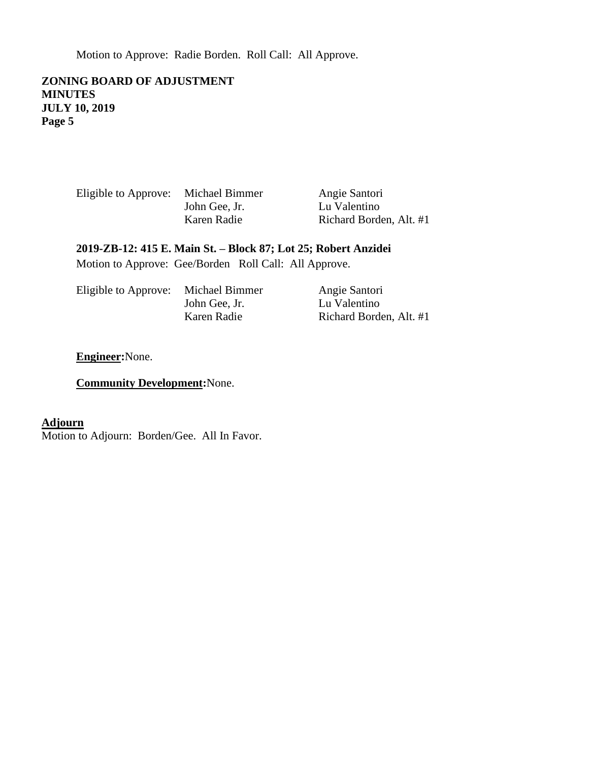Motion to Approve: Radie Borden. Roll Call: All Approve.

| | | |
|---|---|---|
| Eligible to Approve: | Michael Bimmer | Angie Santori |
| | John Gee, Jr. | Lu Valentino |
| | Karen Radie | Richard Borden, Alt. #1 |

**2019-ZB-12: 415 E. Main St. – Block 87; Lot 25; Robert Anzidei**

Motion to Approve: Gee/Borden Roll Call: All Approve.

| | | |
|---|---|---|
| Eligible to Approve: | Michael Bimmer | Angie Santori |
| | John Gee, Jr. | Lu Valentino |
| | Karen Radie | Richard Borden, Alt. #1 |

**Engineer:** None.

**Community Development:** None.

**Adjourn**

Motion to Adjourn: Borden/Gee. All In Favor.